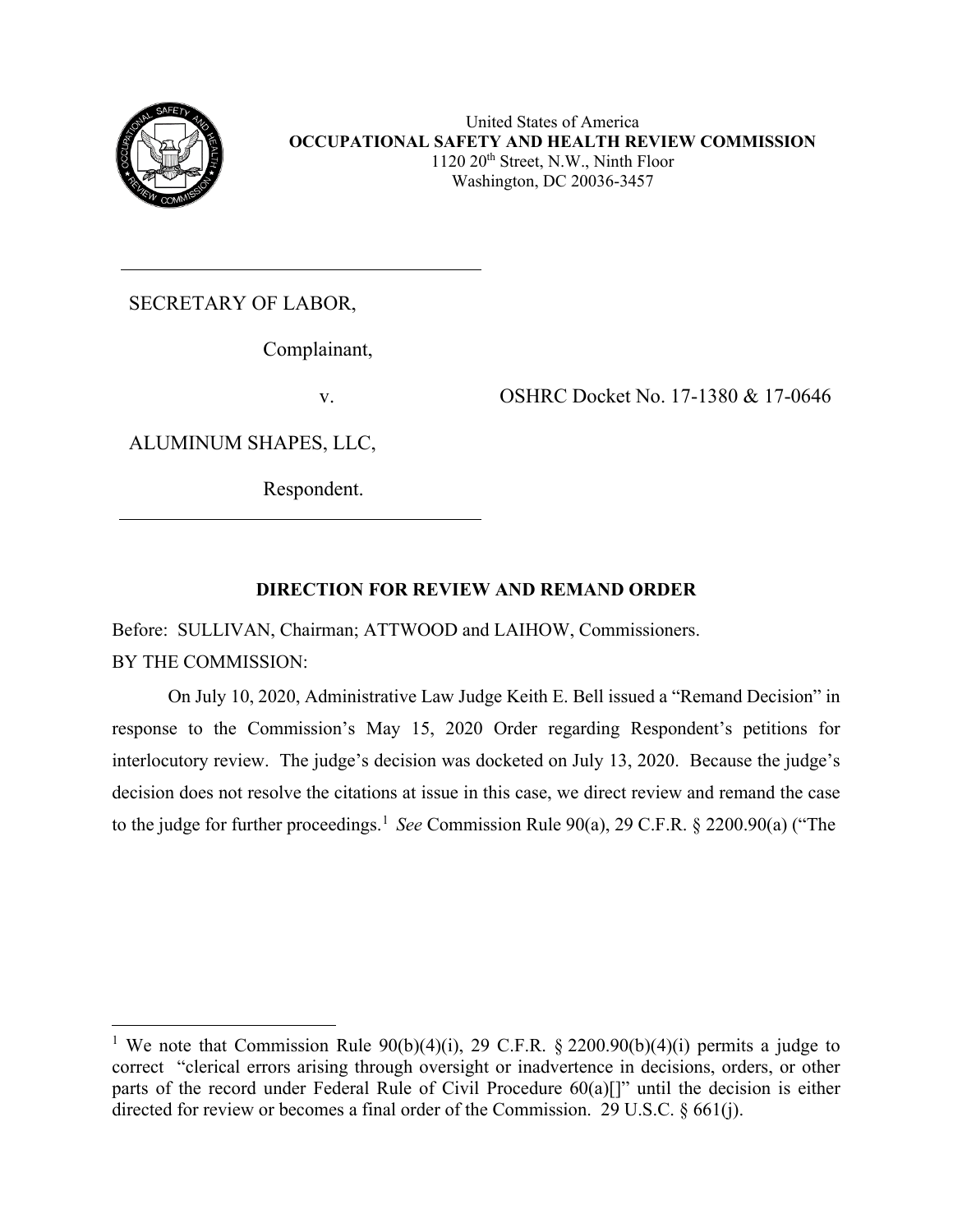United States of America
**OCCUPATIONAL SAFETY AND HEALTH REVIEW COMMISSION**
1120 20th Street, N.W., Ninth Floor
Washington, DC 20036-3457

SECRETARY OF LABOR,

Complainant,

v.

OSHRC Docket No. 17-1380 & 17-0646

ALUMINUM SHAPES, LLC,

Respondent.

## DIRECTION FOR REVIEW AND REMAND ORDER

Before: SULLIVAN, Chairman; ATTWOOD and LAIHOW, Commissioners.

BY THE COMMISSION:

On July 10, 2020, Administrative Law Judge Keith E. Bell issued a "Remand Decision" in response to the Commission's May 15, 2020 Order regarding Respondent's petitions for interlocutory review. The judge's decision was docketed on July 13, 2020. Because the judge's decision does not resolve the citations at issue in this case, we direct review and remand the case to the judge for further proceedings.[1] *See* Commission Rule 90(a), 29 C.F.R. § 2200.90(a) ("The

---

[1] We note that Commission Rule 90(b)(4)(i), 29 C.F.R. § 2200.90(b)(4)(i) permits a judge to correct "clerical errors arising through oversight or inadvertence in decisions, orders, or other parts of the record under Federal Rule of Civil Procedure 60(a)[]" until the decision is either directed for review or becomes a final order of the Commission. 29 U.S.C. § 661(j).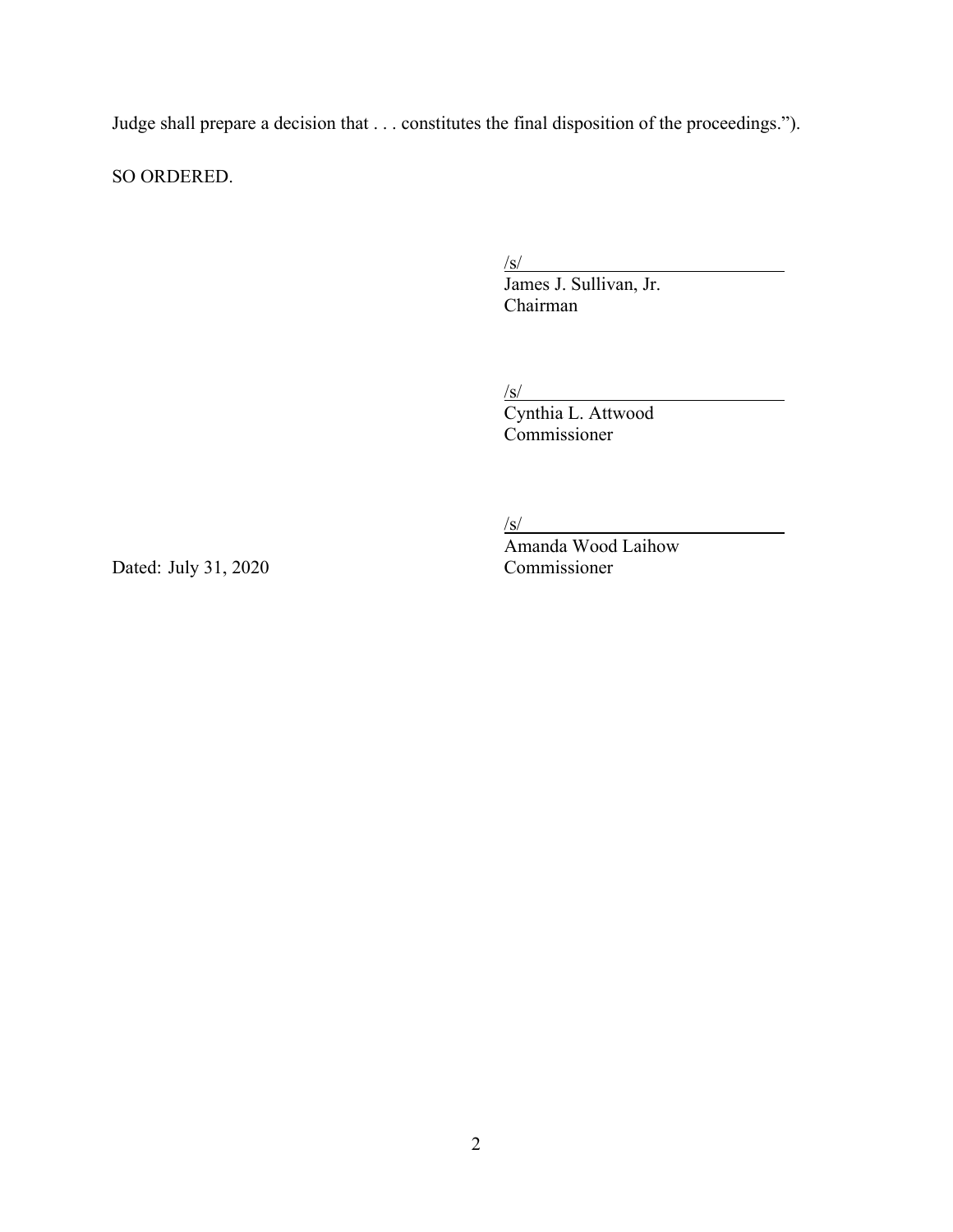Judge shall prepare a decision that . . . constitutes the final disposition of the proceedings.").

SO ORDERED.

/s/
James J. Sullivan, Jr.
Chairman

/s/
Cynthia L. Attwood
Commissioner

/s/
Amanda Wood Laihow
Commissioner

Dated: July 31, 2020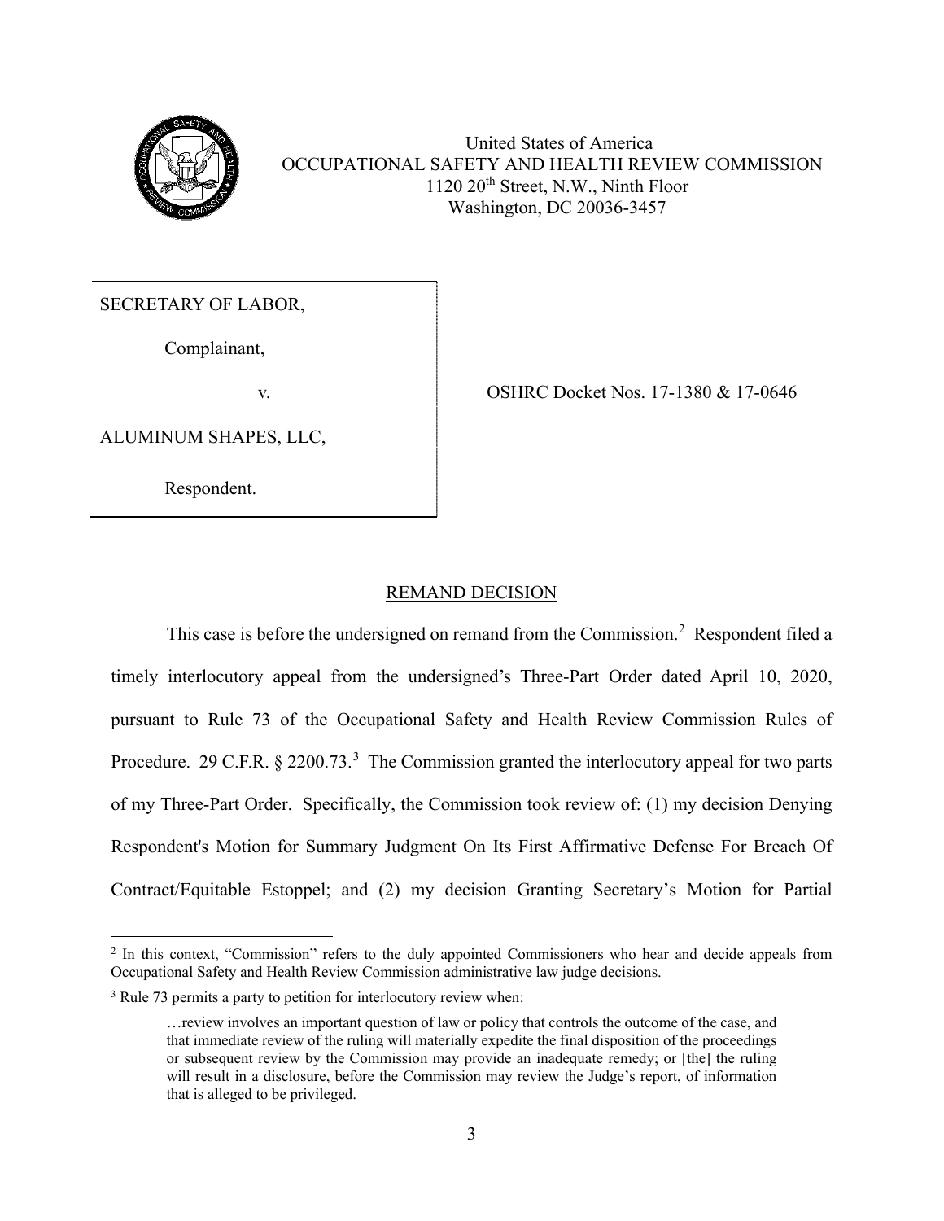United States of America
OCCUPATIONAL SAFETY AND HEALTH REVIEW COMMISSION
1120 20th Street, N.W., Ninth Floor
Washington, DC 20036-3457

| | |
|---|---|
| SECRETARY OF LABOR,<br><br>Complainant,<br><br>v.<br><br>ALUMINUM SHAPES, LLC,<br><br>Respondent. | OSHRC Docket Nos. 17-1380 & 17-0646 |

## REMAND DECISION

This case is before the undersigned on remand from the Commission.[2] Respondent filed a timely interlocutory appeal from the undersigned's Three-Part Order dated April 10, 2020, pursuant to Rule 73 of the Occupational Safety and Health Review Commission Rules of Procedure. 29 C.F.R. § 2200.73.[3] The Commission granted the interlocutory appeal for two parts of my Three-Part Order. Specifically, the Commission took review of: (1) my decision Denying Respondent's Motion for Summary Judgment On Its First Affirmative Defense For Breach Of Contract/Equitable Estoppel; and (2) my decision Granting Secretary's Motion for Partial

---

[2] In this context, "Commission" refers to the duly appointed Commissioners who hear and decide appeals from Occupational Safety and Health Review Commission administrative law judge decisions.

[3] Rule 73 permits a party to petition for interlocutory review when:

> …review involves an important question of law or policy that controls the outcome of the case, and that immediate review of the ruling will materially expedite the final disposition of the proceedings or subsequent review by the Commission may provide an inadequate remedy; or [the] the ruling will result in a disclosure, before the Commission may review the Judge's report, of information that is alleged to be privileged.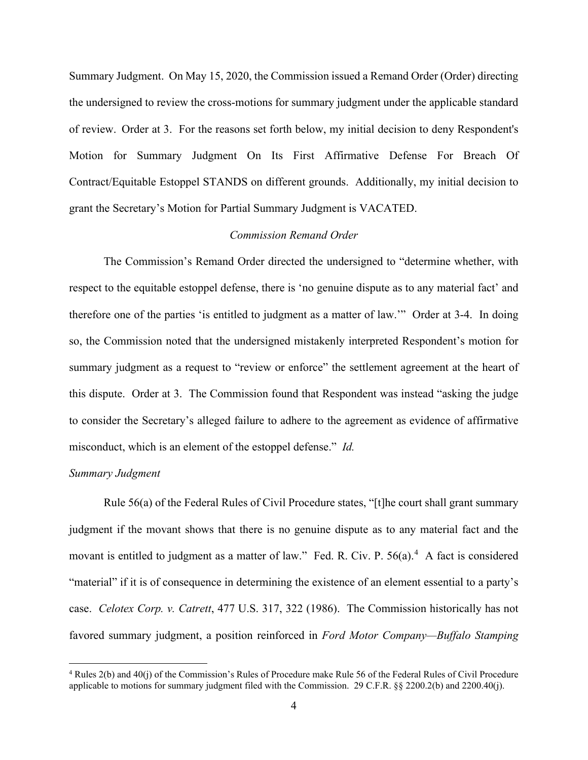Summary Judgment. On May 15, 2020, the Commission issued a Remand Order (Order) directing the undersigned to review the cross-motions for summary judgment under the applicable standard of review. Order at 3. For the reasons set forth below, my initial decision to deny Respondent's Motion for Summary Judgment On Its First Affirmative Defense For Breach Of Contract/Equitable Estoppel STANDS on different grounds. Additionally, my initial decision to grant the Secretary's Motion for Partial Summary Judgment is VACATED.

*Commission Remand Order*

The Commission's Remand Order directed the undersigned to "determine whether, with respect to the equitable estoppel defense, there is 'no genuine dispute as to any material fact' and therefore one of the parties 'is entitled to judgment as a matter of law.'" Order at 3-4. In doing so, the Commission noted that the undersigned mistakenly interpreted Respondent's motion for summary judgment as a request to "review or enforce" the settlement agreement at the heart of this dispute. Order at 3. The Commission found that Respondent was instead "asking the judge to consider the Secretary's alleged failure to adhere to the agreement as evidence of affirmative misconduct, which is an element of the estoppel defense." *Id.*

*Summary Judgment*

Rule 56(a) of the Federal Rules of Civil Procedure states, "[t]he court shall grant summary judgment if the movant shows that there is no genuine dispute as to any material fact and the movant is entitled to judgment as a matter of law." Fed. R. Civ. P. 56(a).[4] A fact is considered "material" if it is of consequence in determining the existence of an element essential to a party's case. *Celotex Corp. v. Catrett*, 477 U.S. 317, 322 (1986). The Commission historically has not favored summary judgment, a position reinforced in *Ford Motor Company—Buffalo Stamping*

[4] Rules 2(b) and 40(j) of the Commission's Rules of Procedure make Rule 56 of the Federal Rules of Civil Procedure applicable to motions for summary judgment filed with the Commission. 29 C.F.R. §§ 2200.2(b) and 2200.40(j).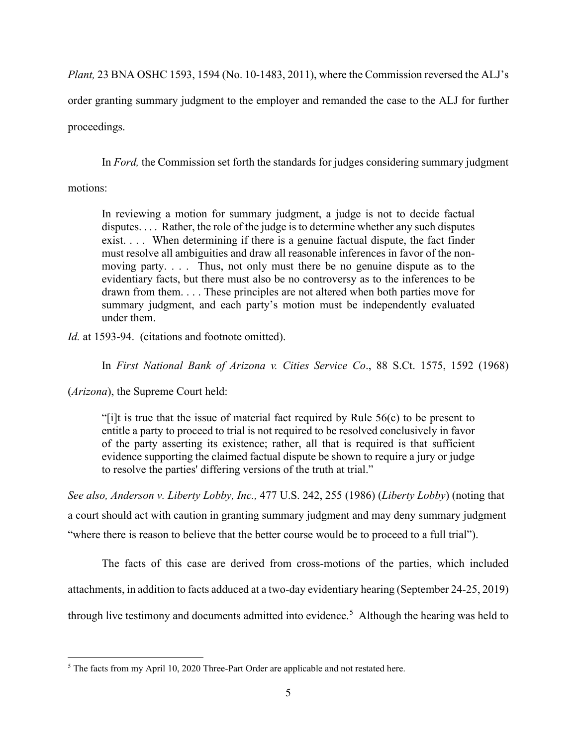*Plant,* 23 BNA OSHC 1593, 1594 (No. 10-1483, 2011), where the Commission reversed the ALJ's order granting summary judgment to the employer and remanded the case to the ALJ for further proceedings.

In *Ford,* the Commission set forth the standards for judges considering summary judgment motions:

> In reviewing a motion for summary judgment, a judge is not to decide factual disputes. . . . Rather, the role of the judge is to determine whether any such disputes exist. . . . When determining if there is a genuine factual dispute, the fact finder must resolve all ambiguities and draw all reasonable inferences in favor of the non-moving party. . . . Thus, not only must there be no genuine dispute as to the evidentiary facts, but there must also be no controversy as to the inferences to be drawn from them. . . . These principles are not altered when both parties move for summary judgment, and each party's motion must be independently evaluated under them.

*Id.* at 1593-94. (citations and footnote omitted).

In *First National Bank of Arizona v. Cities Service Co*., 88 S.Ct. 1575, 1592 (1968) (*Arizona*), the Supreme Court held:

> "[i]t is true that the issue of material fact required by Rule 56(c) to be present to entitle a party to proceed to trial is not required to be resolved conclusively in favor of the party asserting its existence; rather, all that is required is that sufficient evidence supporting the claimed factual dispute be shown to require a jury or judge to resolve the parties' differing versions of the truth at trial."

*See also, Anderson v. Liberty Lobby, Inc.,* 477 U.S. 242, 255 (1986) (*Liberty Lobby*) (noting that a court should act with caution in granting summary judgment and may deny summary judgment "where there is reason to believe that the better course would be to proceed to a full trial").

The facts of this case are derived from cross-motions of the parties, which included attachments, in addition to facts adduced at a two-day evidentiary hearing (September 24-25, 2019) through live testimony and documents admitted into evidence.[5] Although the hearing was held to

[5] The facts from my April 10, 2020 Three-Part Order are applicable and not restated here.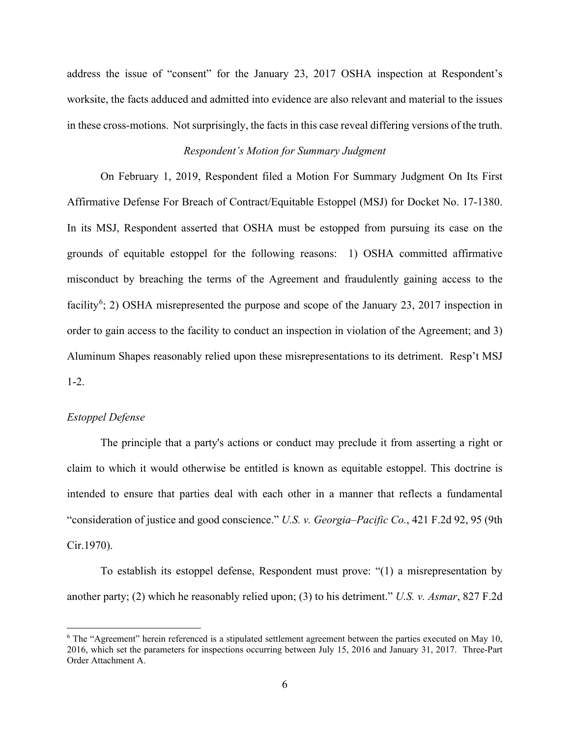address the issue of "consent" for the January 23, 2017 OSHA inspection at Respondent's worksite, the facts adduced and admitted into evidence are also relevant and material to the issues in these cross-motions. Not surprisingly, the facts in this case reveal differing versions of the truth.

*Respondent's Motion for Summary Judgment*

On February 1, 2019, Respondent filed a Motion For Summary Judgment On Its First Affirmative Defense For Breach of Contract/Equitable Estoppel (MSJ) for Docket No. 17-1380. In its MSJ, Respondent asserted that OSHA must be estopped from pursuing its case on the grounds of equitable estoppel for the following reasons: 1) OSHA committed affirmative misconduct by breaching the terms of the Agreement and fraudulently gaining access to the facility[6]; 2) OSHA misrepresented the purpose and scope of the January 23, 2017 inspection in order to gain access to the facility to conduct an inspection in violation of the Agreement; and 3) Aluminum Shapes reasonably relied upon these misrepresentations to its detriment. Resp't MSJ 1-2.

*Estoppel Defense*

The principle that a party's actions or conduct may preclude it from asserting a right or claim to which it would otherwise be entitled is known as equitable estoppel. This doctrine is intended to ensure that parties deal with each other in a manner that reflects a fundamental "consideration of justice and good conscience." *U.S. v. Georgia–Pacific Co.*, 421 F.2d 92, 95 (9th Cir.1970).

To establish its estoppel defense, Respondent must prove: "(1) a misrepresentation by another party; (2) which he reasonably relied upon; (3) to his detriment." *U.S. v. Asmar*, 827 F.2d

[6] The "Agreement" herein referenced is a stipulated settlement agreement between the parties executed on May 10, 2016, which set the parameters for inspections occurring between July 15, 2016 and January 31, 2017. Three-Part Order Attachment A.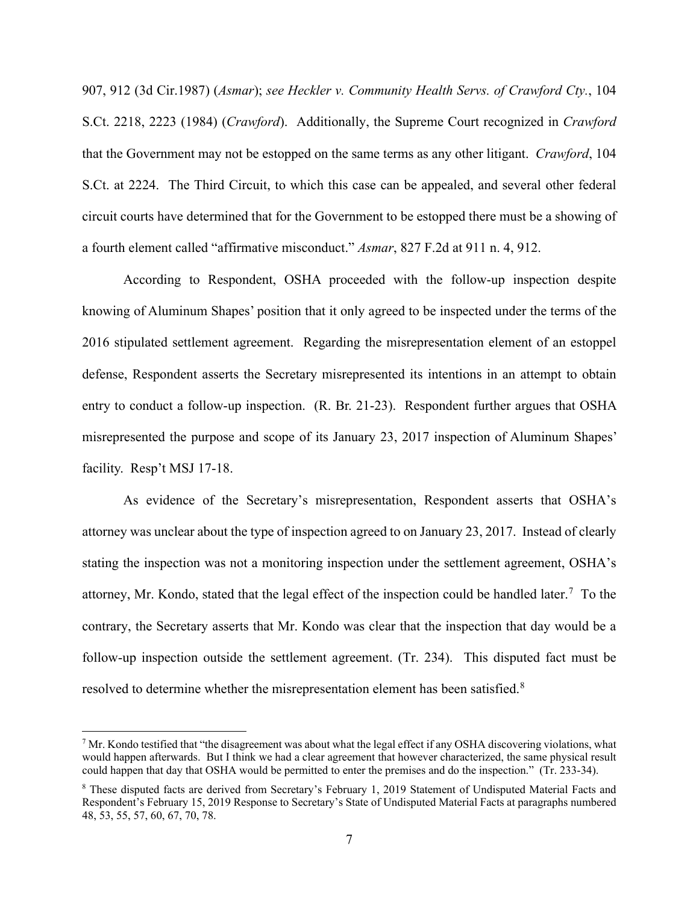907, 912 (3d Cir.1987) (*Asmar*); *see Heckler v. Community Health Servs. of Crawford Cty.*, 104 S.Ct. 2218, 2223 (1984) (*Crawford*). Additionally, the Supreme Court recognized in *Crawford* that the Government may not be estopped on the same terms as any other litigant. *Crawford*, 104 S.Ct. at 2224. The Third Circuit, to which this case can be appealed, and several other federal circuit courts have determined that for the Government to be estopped there must be a showing of a fourth element called "affirmative misconduct." *Asmar*, 827 F.2d at 911 n. 4, 912.

According to Respondent, OSHA proceeded with the follow-up inspection despite knowing of Aluminum Shapes' position that it only agreed to be inspected under the terms of the 2016 stipulated settlement agreement. Regarding the misrepresentation element of an estoppel defense, Respondent asserts the Secretary misrepresented its intentions in an attempt to obtain entry to conduct a follow-up inspection. (R. Br. 21-23). Respondent further argues that OSHA misrepresented the purpose and scope of its January 23, 2017 inspection of Aluminum Shapes' facility. Resp't MSJ 17-18.

As evidence of the Secretary's misrepresentation, Respondent asserts that OSHA's attorney was unclear about the type of inspection agreed to on January 23, 2017. Instead of clearly stating the inspection was not a monitoring inspection under the settlement agreement, OSHA's attorney, Mr. Kondo, stated that the legal effect of the inspection could be handled later.[7] To the contrary, the Secretary asserts that Mr. Kondo was clear that the inspection that day would be a follow-up inspection outside the settlement agreement. (Tr. 234). This disputed fact must be resolved to determine whether the misrepresentation element has been satisfied.[8]

---

[7] Mr. Kondo testified that "the disagreement was about what the legal effect if any OSHA discovering violations, what would happen afterwards. But I think we had a clear agreement that however characterized, the same physical result could happen that day that OSHA would be permitted to enter the premises and do the inspection." (Tr. 233-34).

[8] These disputed facts are derived from Secretary's February 1, 2019 Statement of Undisputed Material Facts and Respondent's February 15, 2019 Response to Secretary's State of Undisputed Material Facts at paragraphs numbered 48, 53, 55, 57, 60, 67, 70, 78.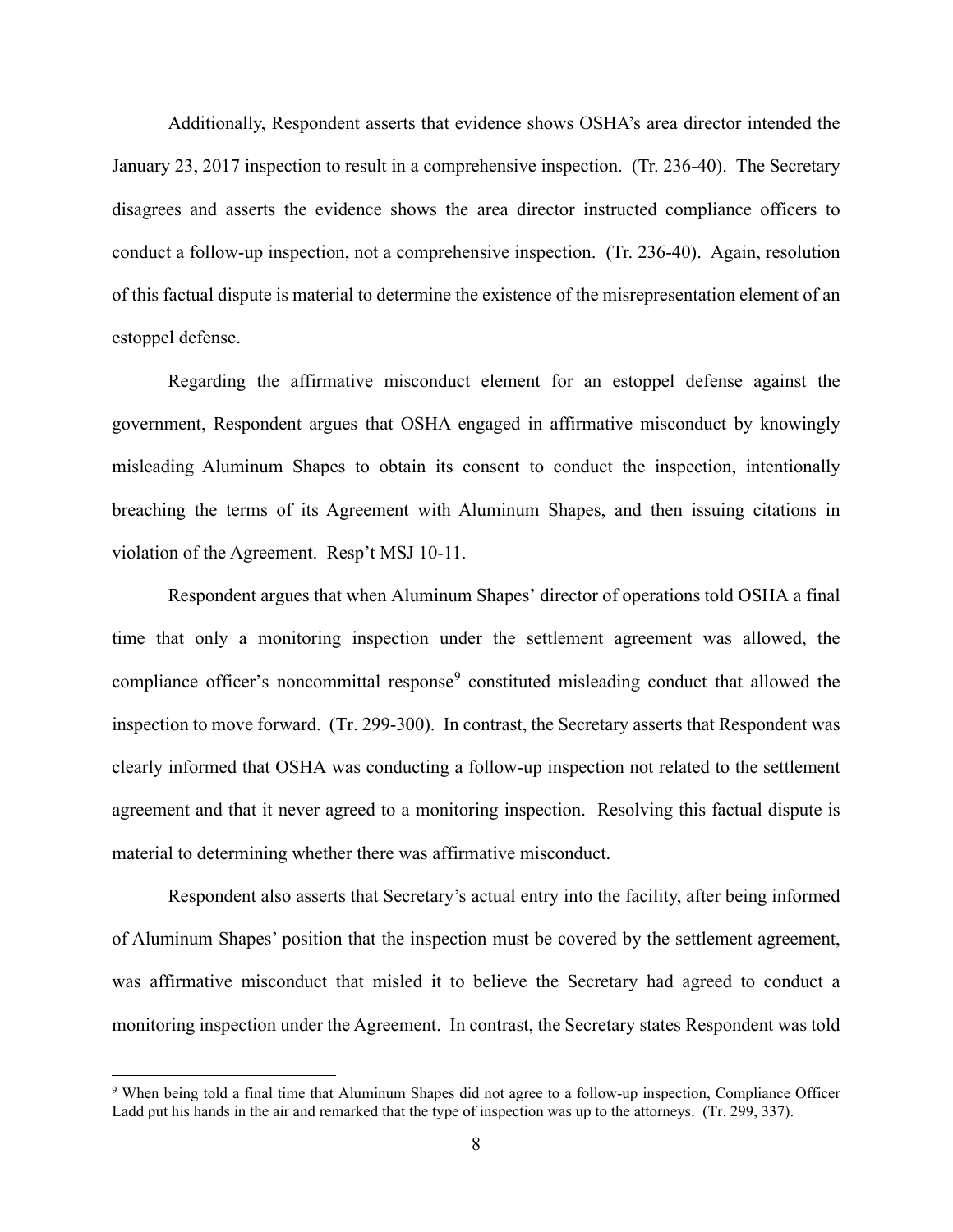Additionally, Respondent asserts that evidence shows OSHA's area director intended the January 23, 2017 inspection to result in a comprehensive inspection. (Tr. 236-40). The Secretary disagrees and asserts the evidence shows the area director instructed compliance officers to conduct a follow-up inspection, not a comprehensive inspection. (Tr. 236-40). Again, resolution of this factual dispute is material to determine the existence of the misrepresentation element of an estoppel defense.

Regarding the affirmative misconduct element for an estoppel defense against the government, Respondent argues that OSHA engaged in affirmative misconduct by knowingly misleading Aluminum Shapes to obtain its consent to conduct the inspection, intentionally breaching the terms of its Agreement with Aluminum Shapes, and then issuing citations in violation of the Agreement. Resp't MSJ 10-11.

Respondent argues that when Aluminum Shapes' director of operations told OSHA a final time that only a monitoring inspection under the settlement agreement was allowed, the compliance officer's noncommittal response[9] constituted misleading conduct that allowed the inspection to move forward. (Tr. 299-300). In contrast, the Secretary asserts that Respondent was clearly informed that OSHA was conducting a follow-up inspection not related to the settlement agreement and that it never agreed to a monitoring inspection. Resolving this factual dispute is material to determining whether there was affirmative misconduct.

Respondent also asserts that Secretary's actual entry into the facility, after being informed of Aluminum Shapes' position that the inspection must be covered by the settlement agreement, was affirmative misconduct that misled it to believe the Secretary had agreed to conduct a monitoring inspection under the Agreement. In contrast, the Secretary states Respondent was told

---

[9] When being told a final time that Aluminum Shapes did not agree to a follow-up inspection, Compliance Officer Ladd put his hands in the air and remarked that the type of inspection was up to the attorneys. (Tr. 299, 337).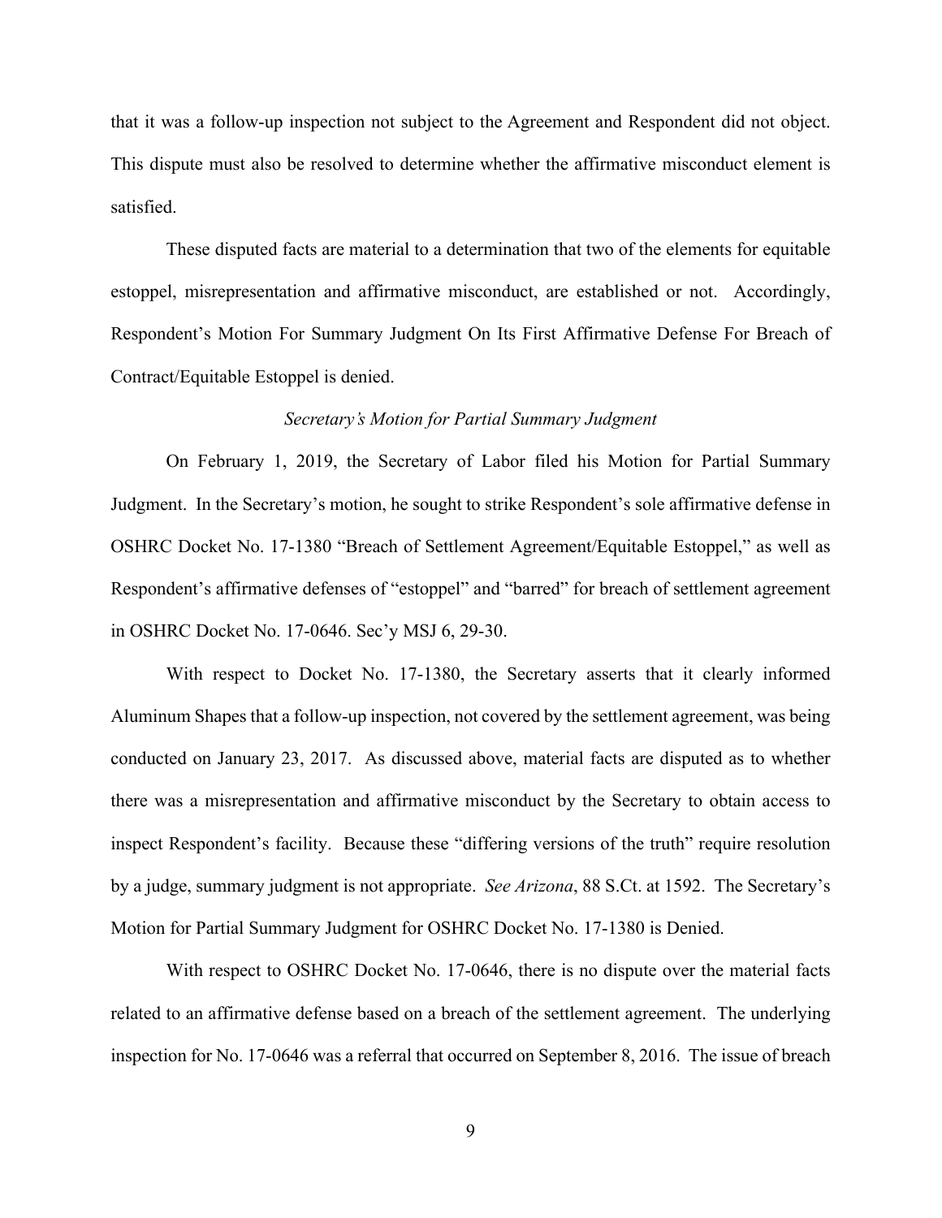that it was a follow-up inspection not subject to the Agreement and Respondent did not object. This dispute must also be resolved to determine whether the affirmative misconduct element is satisfied.

These disputed facts are material to a determination that two of the elements for equitable estoppel, misrepresentation and affirmative misconduct, are established or not. Accordingly, Respondent's Motion For Summary Judgment On Its First Affirmative Defense For Breach of Contract/Equitable Estoppel is denied.

*Secretary's Motion for Partial Summary Judgment*

On February 1, 2019, the Secretary of Labor filed his Motion for Partial Summary Judgment. In the Secretary's motion, he sought to strike Respondent's sole affirmative defense in OSHRC Docket No. 17-1380 "Breach of Settlement Agreement/Equitable Estoppel," as well as Respondent's affirmative defenses of "estoppel" and "barred" for breach of settlement agreement in OSHRC Docket No. 17-0646. Sec'y MSJ 6, 29-30.

With respect to Docket No. 17-1380, the Secretary asserts that it clearly informed Aluminum Shapes that a follow-up inspection, not covered by the settlement agreement, was being conducted on January 23, 2017. As discussed above, material facts are disputed as to whether there was a misrepresentation and affirmative misconduct by the Secretary to obtain access to inspect Respondent's facility. Because these "differing versions of the truth" require resolution by a judge, summary judgment is not appropriate. *See Arizona*, 88 S.Ct. at 1592. The Secretary's Motion for Partial Summary Judgment for OSHRC Docket No. 17-1380 is Denied.

With respect to OSHRC Docket No. 17-0646, there is no dispute over the material facts related to an affirmative defense based on a breach of the settlement agreement. The underlying inspection for No. 17-0646 was a referral that occurred on September 8, 2016. The issue of breach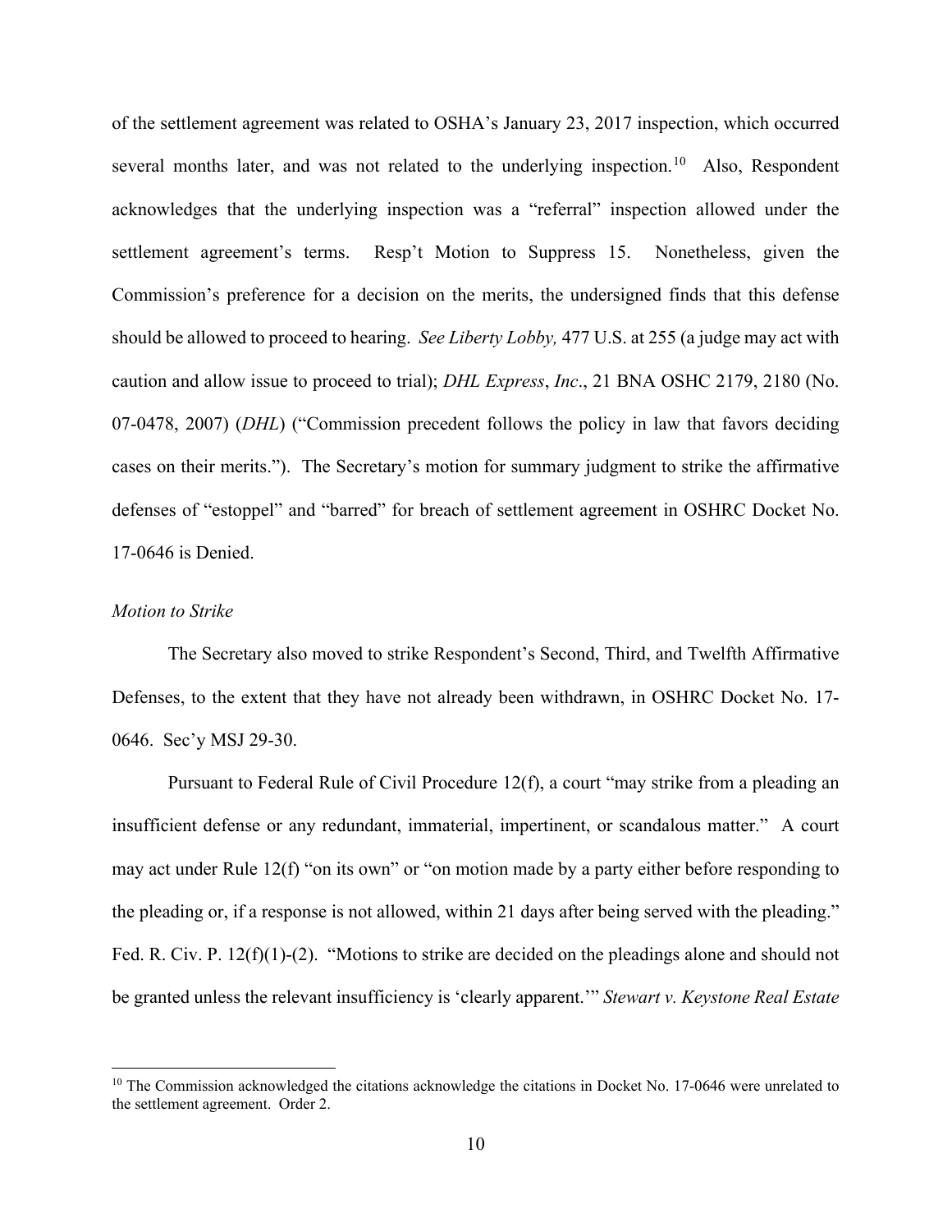of the settlement agreement was related to OSHA's January 23, 2017 inspection, which occurred several months later, and was not related to the underlying inspection.[10] Also, Respondent acknowledges that the underlying inspection was a "referral" inspection allowed under the settlement agreement's terms. Resp't Motion to Suppress 15. Nonetheless, given the Commission's preference for a decision on the merits, the undersigned finds that this defense should be allowed to proceed to hearing. *See Liberty Lobby,* 477 U.S. at 255 (a judge may act with caution and allow issue to proceed to trial); *DHL Express*, *Inc*., 21 BNA OSHC 2179, 2180 (No. 07-0478, 2007) (*DHL*) ("Commission precedent follows the policy in law that favors deciding cases on their merits."). The Secretary's motion for summary judgment to strike the affirmative defenses of "estoppel" and "barred" for breach of settlement agreement in OSHRC Docket No. 17-0646 is Denied.

*Motion to Strike*

The Secretary also moved to strike Respondent's Second, Third, and Twelfth Affirmative Defenses, to the extent that they have not already been withdrawn, in OSHRC Docket No. 17-0646. Sec'y MSJ 29-30.

Pursuant to Federal Rule of Civil Procedure 12(f), a court "may strike from a pleading an insufficient defense or any redundant, immaterial, impertinent, or scandalous matter." A court may act under Rule 12(f) "on its own" or "on motion made by a party either before responding to the pleading or, if a response is not allowed, within 21 days after being served with the pleading." Fed. R. Civ. P. 12(f)(1)-(2). "Motions to strike are decided on the pleadings alone and should not be granted unless the relevant insufficiency is 'clearly apparent.'" *Stewart v. Keystone Real Estate*

[10] The Commission acknowledged the citations acknowledge the citations in Docket No. 17-0646 were unrelated to the settlement agreement. Order 2.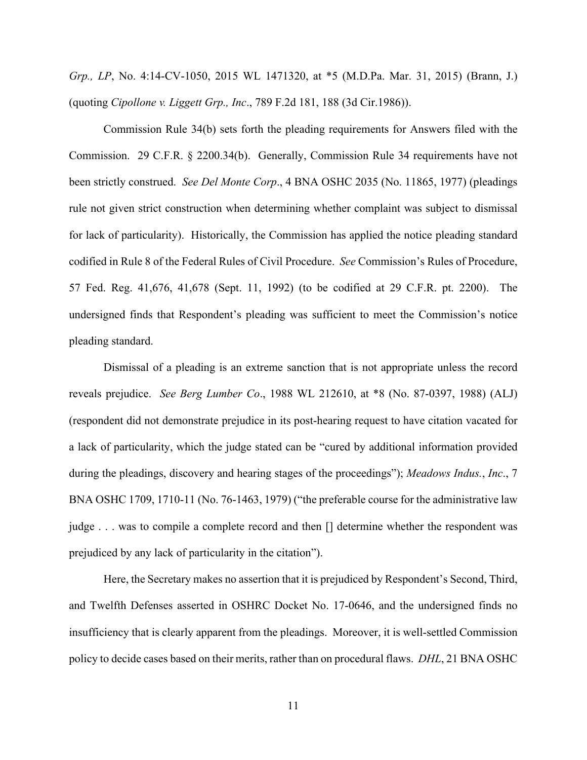*Grp., LP*, No. 4:14-CV-1050, 2015 WL 1471320, at *5 (M.D.Pa. Mar. 31, 2015) (Brann, J.) (quoting *Cipollone v. Liggett Grp., Inc*., 789 F.2d 181, 188 (3d Cir.1986)).

Commission Rule 34(b) sets forth the pleading requirements for Answers filed with the Commission. 29 C.F.R. § 2200.34(b). Generally, Commission Rule 34 requirements have not been strictly construed. *See Del Monte Corp*., 4 BNA OSHC 2035 (No. 11865, 1977) (pleadings rule not given strict construction when determining whether complaint was subject to dismissal for lack of particularity). Historically, the Commission has applied the notice pleading standard codified in Rule 8 of the Federal Rules of Civil Procedure. *See* Commission's Rules of Procedure, 57 Fed. Reg. 41,676, 41,678 (Sept. 11, 1992) (to be codified at 29 C.F.R. pt. 2200). The undersigned finds that Respondent's pleading was sufficient to meet the Commission's notice pleading standard.

Dismissal of a pleading is an extreme sanction that is not appropriate unless the record reveals prejudice. *See Berg Lumber Co*., 1988 WL 212610, at *8 (No. 87-0397, 1988) (ALJ) (respondent did not demonstrate prejudice in its post-hearing request to have citation vacated for a lack of particularity, which the judge stated can be "cured by additional information provided during the pleadings, discovery and hearing stages of the proceedings"); *Meadows Indus.*, *Inc*., 7 BNA OSHC 1709, 1710-11 (No. 76-1463, 1979) ("the preferable course for the administrative law judge . . . was to compile a complete record and then [] determine whether the respondent was prejudiced by any lack of particularity in the citation").

Here, the Secretary makes no assertion that it is prejudiced by Respondent's Second, Third, and Twelfth Defenses asserted in OSHRC Docket No. 17-0646, and the undersigned finds no insufficiency that is clearly apparent from the pleadings. Moreover, it is well-settled Commission policy to decide cases based on their merits, rather than on procedural flaws. *DHL*, 21 BNA OSHC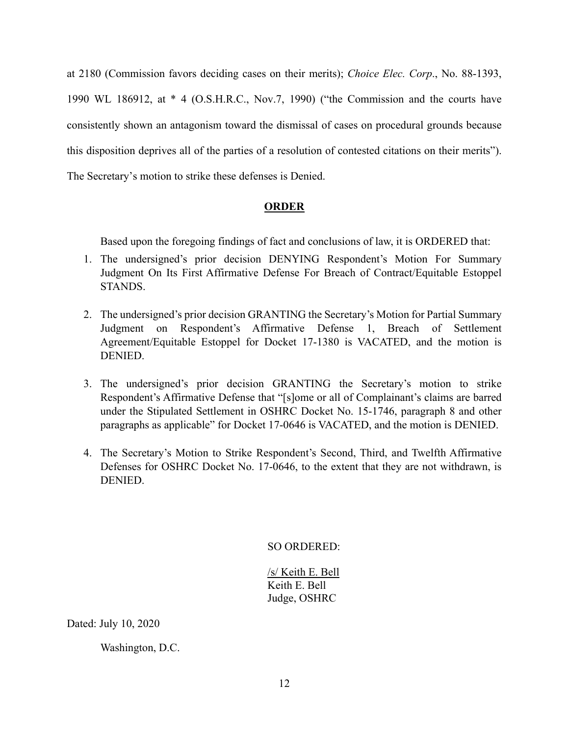at 2180 (Commission favors deciding cases on their merits); *Choice Elec. Corp*., No. 88-1393, 1990 WL 186912, at * 4 (O.S.H.R.C., Nov.7, 1990) ("the Commission and the courts have consistently shown an antagonism toward the dismissal of cases on procedural grounds because this disposition deprives all of the parties of a resolution of contested citations on their merits"). The Secretary's motion to strike these defenses is Denied.

## ORDER

Based upon the foregoing findings of fact and conclusions of law, it is ORDERED that:

1. The undersigned's prior decision DENYING Respondent's Motion For Summary Judgment On Its First Affirmative Defense For Breach of Contract/Equitable Estoppel STANDS.

2. The undersigned's prior decision GRANTING the Secretary's Motion for Partial Summary Judgment on Respondent's Affirmative Defense 1, Breach of Settlement Agreement/Equitable Estoppel for Docket 17-1380 is VACATED, and the motion is DENIED.

3. The undersigned's prior decision GRANTING the Secretary's motion to strike Respondent's Affirmative Defense that "[s]ome or all of Complainant's claims are barred under the Stipulated Settlement in OSHRC Docket No. 15-1746, paragraph 8 and other paragraphs as applicable" for Docket 17-0646 is VACATED, and the motion is DENIED.

4. The Secretary's Motion to Strike Respondent's Second, Third, and Twelfth Affirmative Defenses for OSHRC Docket No. 17-0646, to the extent that they are not withdrawn, is DENIED.

SO ORDERED:

/s/ Keith E. Bell
Keith E. Bell
Judge, OSHRC

Dated: July 10, 2020

Washington, D.C.